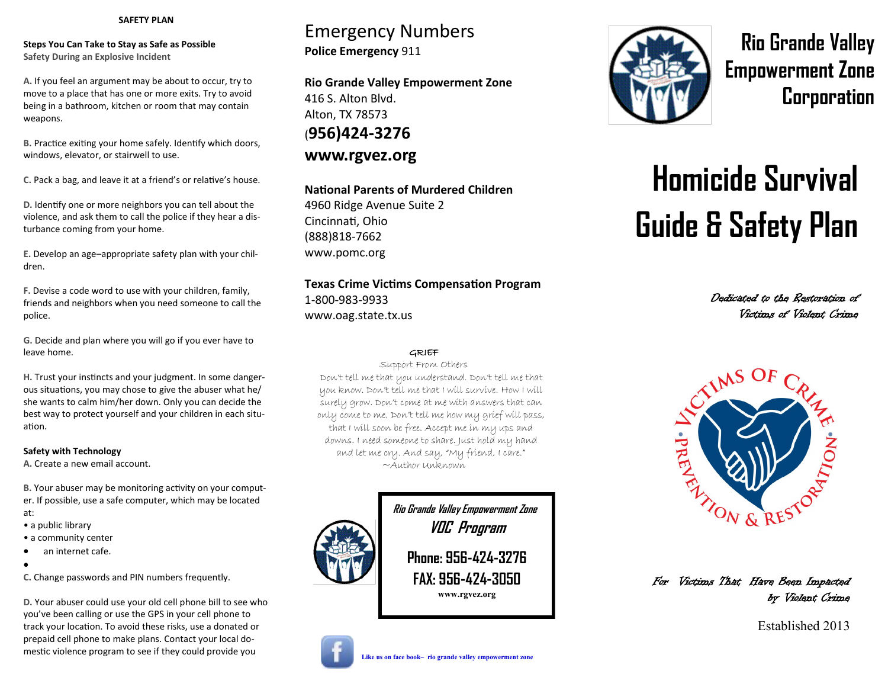**SAFETY PLAN**

**Steps You Can Take to Stay as Safe as Possible**
**Safety During an Explosive Incident**

**A.** If you feel an argument may be about to occur, try to move to a place that has one or more exits. Try to avoid being in a bathroom, kitchen or room that may contain weapons.

**B.** Practice exiting your home safely. Identify which doors, windows, elevator, or stairwell to use.

**C.** Pack a bag, and leave it at a friend's or relative's house.

**D.** Identify one or more neighbors you can tell about the violence, and ask them to call the police if they hear a disturbance coming from your home.

**E.** Develop an age–appropriate safety plan with your children.

**F.** Devise a code word to use with your children, family, friends and neighbors when you need someone to call the police.

**G.** Decide and plan where you will go if you ever have to leave home.

**H.** Trust your instincts and your judgment. In some dangerous situations, you may chose to give the abuser what he/she wants to calm him/her down. Only you can decide the best way to protect yourself and your children in each situation.

**Safety with Technology**

**A.** Create a new email account.

**B.** Your abuser may be monitoring activity on your computer. If possible, use a safe computer, which may be located at:

- a public library
- a community center
- an internet cafe.

**C.** Change passwords and PIN numbers frequently.

**D.** Your abuser could use your old cell phone bill to see who you've been calling or use the GPS in your cell phone to track your location. To avoid these risks, use a donated or prepaid cell phone to make plans. Contact your local domestic violence program to see if they could provide you

## Emergency Numbers

**Police Emergency** 911

**Rio Grande Valley Empowerment Zone**
416 S. Alton Blvd.
Alton, TX 78573
**(956)424-3276**
**www.rgvez.org**

**National Parents of Murdered Children**
4960 Ridge Avenue Suite 2
Cincinnati, Ohio
(888)818-7662
www.pomc.org

**Texas Crime Victims Compensation Program**
1-800-983-9933
www.oag.state.tx.us

GRIEF

Support From Others

Don't tell me that you understand. Don't tell me that you know. Don't tell me that I will survive. How I will surely grow. Don't come at me with answers that can only come to me. Don't tell me how my grief will pass, that I will soon be free. Accept me in my ups and downs. I need someone to share. Just hold my hand and let me cry. And say, "My friend, I care."
~Author Unknown

*Rio Grande Valley Empowerment Zone*
*VOC Program*
**Phone: 956-424-3276**
**FAX: 956-424-3050**
**www.rgvez.org**

Like us on face book– rio grande valley empowerment zone

# Rio Grande Valley Empowerment Zone Corporation

# Homicide Survival Guide & Safety Plan

*Dedicated to the Restoration of Victims of Violent Crime*

VICTIMS OF CRIME • PREVENTION & RESTORATION •

*For Victims That Have Been Impacted by Violent Crime*

Established 2013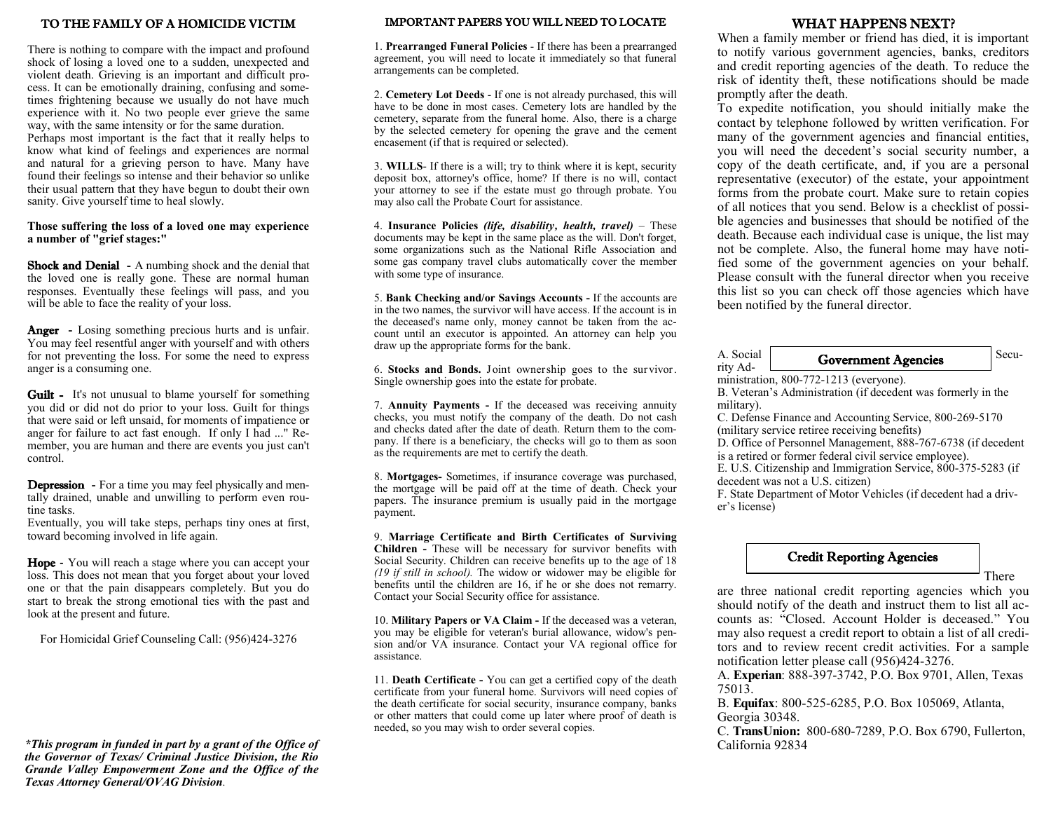## TO THE FAMILY OF A HOMICIDE VICTIM

There is nothing to compare with the impact and profound shock of losing a loved one to a sudden, unexpected and violent death. Grieving is an important and difficult process. It can be emotionally draining, confusing and sometimes frightening because we usually do not have much experience with it. No two people ever grieve the same way, with the same intensity or for the same duration.

Perhaps most important is the fact that it really helps to know what kind of feelings and experiences are normal and natural for a grieving person to have. Many have found their feelings so intense and their behavior so unlike their usual pattern that they have begun to doubt their own sanity. Give yourself time to heal slowly.

**Those suffering the loss of a loved one may experience a number of "grief stages:"**

**Shock and Denial** - A numbing shock and the denial that the loved one is really gone. These are normal human responses. Eventually these feelings will pass, and you will be able to face the reality of your loss.

**Anger** - Losing something precious hurts and is unfair. You may feel resentful anger with yourself and with others for not preventing the loss. For some the need to express anger is a consuming one.

**Guilt** - It's not unusual to blame yourself for something you did or did not do prior to your loss. Guilt for things that were said or left unsaid, for moments of impatience or anger for failure to act fast enough. If only I had ..." Remember, you are human and there are events you just can't control.

**Depression** - For a time you may feel physically and mentally drained, unable and unwilling to perform even routine tasks.

Eventually, you will take steps, perhaps tiny ones at first, toward becoming involved in life again.

**Hope** - You will reach a stage where you can accept your loss. This does not mean that you forget about your loved one or that the pain disappears completely. But you do start to break the strong emotional ties with the past and look at the present and future.

For Homicidal Grief Counseling Call: (956)424-3276

***This program in funded in part by a grant of the Office of the Governor of Texas/ Criminal Justice Division, the Rio Grande Valley Empowerment Zone and the Office of the Texas Attorney General/OVAG Division*.**

## IMPORTANT PAPERS YOU WILL NEED TO LOCATE

1. **Prearranged Funeral Policies** - If there has been a prearranged agreement, you will need to locate it immediately so that funeral arrangements can be completed.

2. **Cemetery Lot Deeds** - If one is not already purchased, this will have to be done in most cases. Cemetery lots are handled by the cemetery, separate from the funeral home. Also, there is a charge by the selected cemetery for opening the grave and the cement encasement (if that is required or selected).

3. **WILLS**- If there is a will; try to think where it is kept, security deposit box, attorney's office, home? If there is no will, contact your attorney to see if the estate must go through probate. You may also call the Probate Court for assistance.

4. **Insurance Policies** ***(life, disability, health, travel)*** – These documents may be kept in the same place as the will. Don't forget, some organizations such as the National Rifle Association and some gas company travel clubs automatically cover the member with some type of insurance.

5. **Bank Checking and/or Savings Accounts -** If the accounts are in the two names, the survivor will have access. If the account is in the deceased's name only, money cannot be taken from the account until an executor is appointed. An attorney can help you draw up the appropriate forms for the bank.

6. **Stocks and Bonds.** Joint ownership goes to the survivor. Single ownership goes into the estate for probate.

7. **Annuity Payments -** If the deceased was receiving annuity checks, you must notify the company of the death. Do not cash and checks dated after the date of death. Return them to the company. If there is a beneficiary, the checks will go to them as soon as the requirements are met to certify the death.

8. **Mortgages-** Sometimes, if insurance coverage was purchased, the mortgage will be paid off at the time of death. Check your papers. The insurance premium is usually paid in the mortgage payment.

9. **Marriage Certificate and Birth Certificates of Surviving Children -** These will be necessary for survivor benefits with Social Security. Children can receive benefits up to the age of 18 *(19 if still in school).* The widow or widower may be eligible for benefits until the children are 16, if he or she does not remarry. Contact your Social Security office for assistance.

10. **Military Papers or VA Claim -** If the deceased was a veteran, you may be eligible for veteran's burial allowance, widow's pension and/or VA insurance. Contact your VA regional office for assistance.

11. **Death Certificate -** You can get a certified copy of the death certificate from your funeral home. Survivors will need copies of the death certificate for social security, insurance company, banks or other matters that could come up later where proof of death is needed, so you may wish to order several copies.

## WHAT HAPPENS NEXT?

When a family member or friend has died, it is important to notify various government agencies, banks, creditors and credit reporting agencies of the death. To reduce the risk of identity theft, these notifications should be made promptly after the death.

To expedite notification, you should initially make the contact by telephone followed by written verification. For many of the government agencies and financial entities, you will need the decedent's social security number, a copy of the death certificate, and, if you are a personal representative (executor) of the estate, your appointment forms from the probate court. Make sure to retain copies of all notices that you send. Below is a checklist of possible agencies and businesses that should be notified of the death. Because each individual case is unique, the list may not be complete. Also, the funeral home may have notified some of the government agencies on your behalf. Please consult with the funeral director when you receive this list so you can check off those agencies which have been notified by the funeral director.

### Government Agencies

A. Social Security Administration, 800-772-1213 (everyone).
B. Veteran's Administration (if decedent was formerly in the military).
C. Defense Finance and Accounting Service, 800-269-5170 (military service retiree receiving benefits)
D. Office of Personnel Management, 888-767-6738 (if decedent is a retired or former federal civil service employee).
E. U.S. Citizenship and Immigration Service, 800-375-5283 (if decedent was not a U.S. citizen)
F. State Department of Motor Vehicles (if decedent had a driver's license)

### Credit Reporting Agencies

There are three national credit reporting agencies which you should notify of the death and instruct them to list all accounts as: "Closed. Account Holder is deceased." You may also request a credit report to obtain a list of all creditors and to review recent credit activities. For a sample notification letter please call (956)424-3276.

A. **Experian**: 888-397-3742, P.O. Box 9701, Allen, Texas 75013.
B. **Equifax**: 800-525-6285, P.O. Box 105069, Atlanta, Georgia 30348.
C. **TransUnion:** 800-680-7289, P.O. Box 6790, Fullerton, California 92834